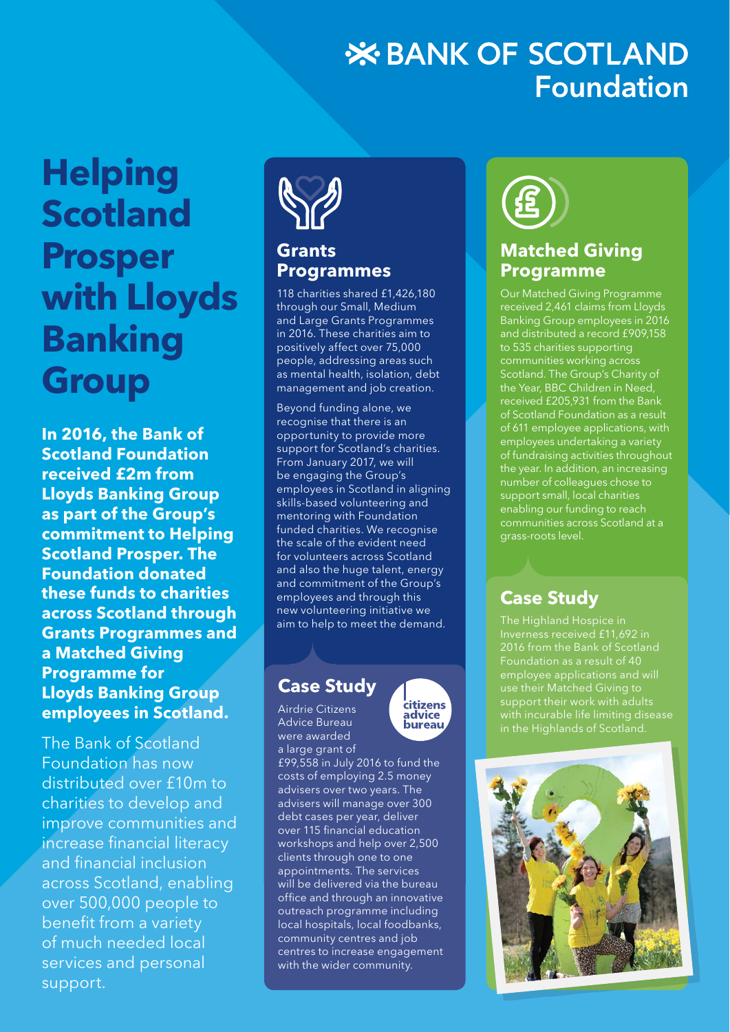# BANK OF SCOTLAND Foundation

# Helping Scotland Prosper with Lloyds Banking Group

**In 2016, the Bank of Scotland Foundation received £2m from Lloyds Banking Group as part of the Group's commitment to Helping Scotland Prosper. The Foundation donated these funds to charities across Scotland through Grants Programmes and a Matched Giving Programme for Lloyds Banking Group employees in Scotland.**

The Bank of Scotland Foundation has now distributed over £10m to charities to develop and improve communities and increase financial literacy and financial inclusion across Scotland, enabling over 500,000 people to benefit from a variety of much needed local services and personal support.

## Grants Programmes

118 charities shared £1,426,180 through our Small, Medium and Large Grants Programmes in 2016. These charities aim to positively affect over 75,000 people, addressing areas such as mental health, isolation, debt management and job creation.

Beyond funding alone, we recognise that there is an opportunity to provide more support for Scotland's charities. From January 2017, we will be engaging the Group's employees in Scotland in aligning skills-based volunteering and mentoring with Foundation funded charities. We recognise the scale of the evident need for volunteers across Scotland and also the huge talent, energy and commitment of the Group's employees and through this new volunteering initiative we aim to help to meet the demand.

### Case Study

citizens advice bureau

Airdrie Citizens Advice Bureau were awarded a large grant of £99,558 in July 2016 to fund the costs of employing 2.5 money advisers over two years. The advisers will manage over 300 debt cases per year, deliver over 115 financial education workshops and help over 2,500 clients through one to one appointments. The services will be delivered via the bureau office and through an innovative outreach programme including local hospitals, local foodbanks, community centres and job centres to increase engagement with the wider community.

## Matched Giving Programme

Our Matched Giving Programme received 2,461 claims from Lloyds Banking Group employees in 2016 and distributed a record £909,158 to 535 charities supporting communities working across Scotland. The Group's Charity of the Year, BBC Children in Need, received £205,931 from the Bank of Scotland Foundation as a result of 611 employee applications, with employees undertaking a variety of fundraising activities throughout the year. In addition, an increasing number of colleagues chose to support small, local charities enabling our funding to reach communities across Scotland at a grass-roots level.

### Case Study

The Highland Hospice in Inverness received £11,692 in 2016 from the Bank of Scotland Foundation as a result of 40 employee applications and will use their Matched Giving to support their work with adults with incurable life limiting disease in the Highlands of Scotland.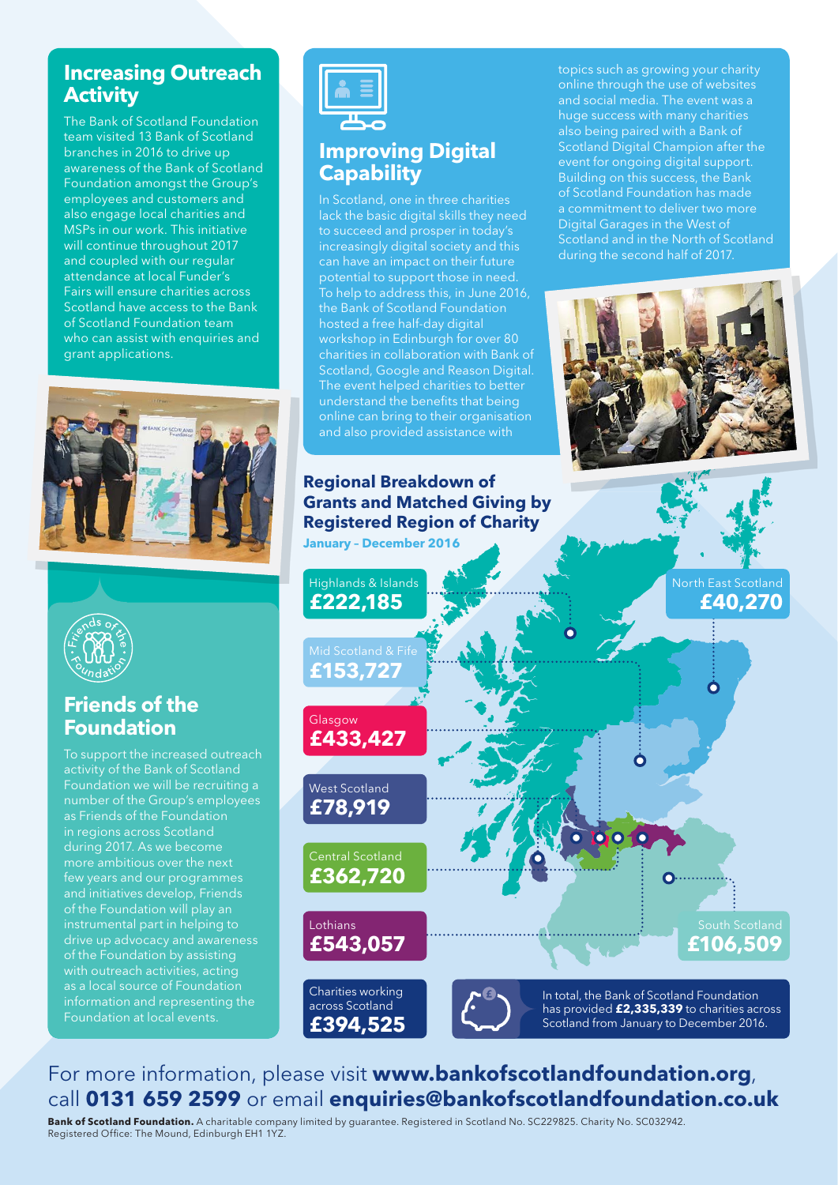## Increasing Outreach Activity

The Bank of Scotland Foundation team visited 13 Bank of Scotland branches in 2016 to drive up awareness of the Bank of Scotland Foundation amongst the Group's employees and customers and also engage local charities and MSPs in our work. This initiative will continue throughout 2017 and coupled with our regular attendance at local Funder's Fairs will ensure charities across Scotland have access to the Bank of Scotland Foundation team who can assist with enquiries and grant applications.

## Friends of the Foundation

To support the increased outreach activity of the Bank of Scotland Foundation we will be recruiting a number of the Group's employees as Friends of the Foundation in regions across Scotland during 2017. As we become more ambitious over the next few years and our programmes and initiatives develop, Friends of the Foundation will play an instrumental part in helping to drive up advocacy and awareness of the Foundation by assisting with outreach activities, acting as a local source of Foundation information and representing the Foundation at local events.

## Improving Digital Capability

In Scotland, one in three charities lack the basic digital skills they need to succeed and prosper in today's increasingly digital society and this can have an impact on their future potential to support those in need. To help to address this, in June 2016, the Bank of Scotland Foundation hosted a free half-day digital workshop in Edinburgh for over 80 charities in collaboration with Bank of Scotland, Google and Reason Digital. The event helped charities to better understand the benefits that being online can bring to their organisation and also provided assistance with topics such as growing your charity online through the use of websites and social media. The event was a huge success with many charities also being paired with a Bank of Scotland Digital Champion after the event for ongoing digital support. Building on this success, the Bank of Scotland Foundation has made a commitment to deliver two more Digital Garages in the West of Scotland and in the North of Scotland during the second half of 2017.

## Regional Breakdown of Grants and Matched Giving by Registered Region of Charity

**January – December 2016**

Highlands & Islands **£222,185**

Mid Scotland & Fife **£153,727**

Glasgow **£433,427**

West Scotland **£78,919**

Central Scotland **£362,720**

Lothians **£543,057**

Charities working across Scotland **£394,525**

North East Scotland **£40,270**

South Scotland **£106,509**

In total, the Bank of Scotland Foundation has provided **£2,335,339** to charities across Scotland from January to December 2016.

For more information, please visit **www.bankofscotlandfoundation.org**, call **0131 659 2599** or email **enquiries@bankofscotlandfoundation.co.uk**

**Bank of Scotland Foundation.** A charitable company limited by guarantee. Registered in Scotland No. SC229825. Charity No. SC032942. Registered Office: The Mound, Edinburgh EH1 1YZ.